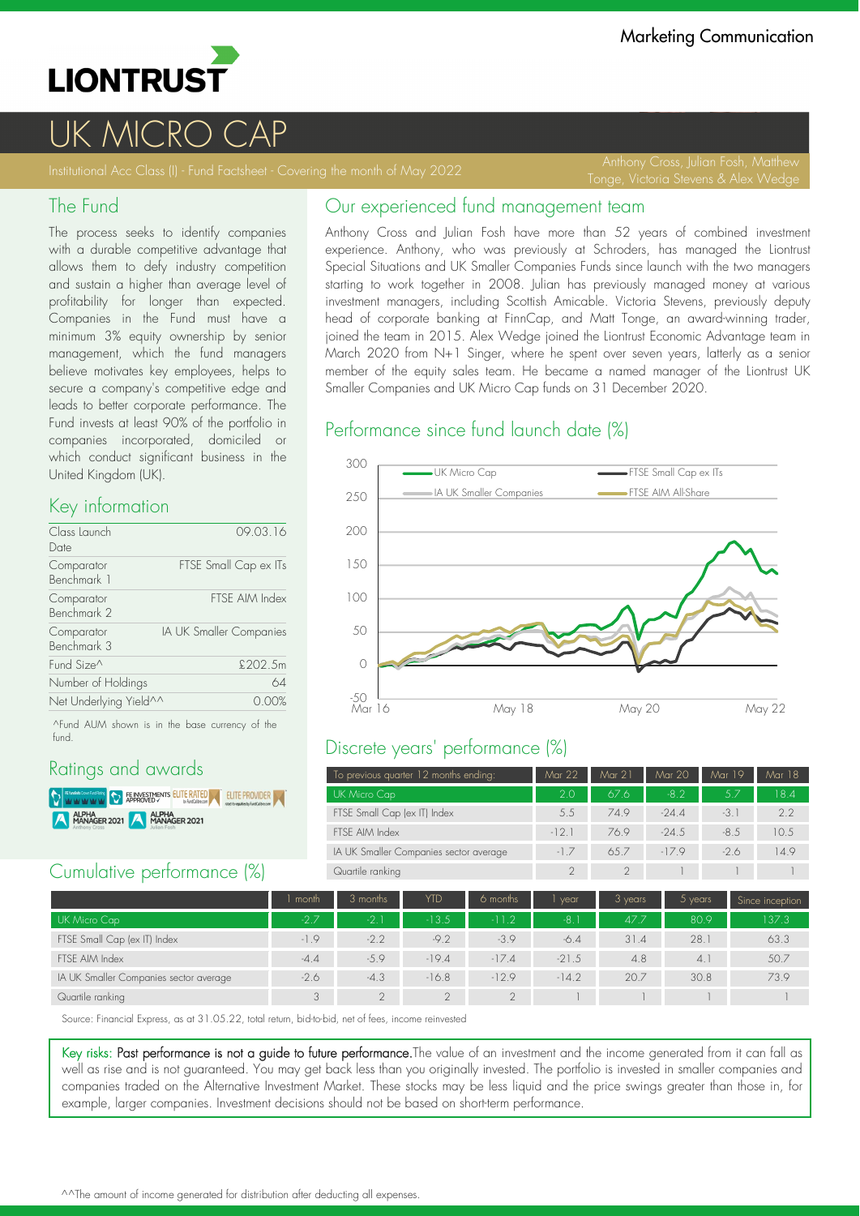Marketing Communication

LIONTRUST

# UK MICRO CAP

Institutional Acc Class (I) - Fund Factsheet - Covering the month of May 2022

Anthony Cross, Julian Fosh, Matthew Tonge, Victoria Stevens & Alex Wedge

## The Fund

The process seeks to identify companies with a durable competitive advantage that allows them to defy industry competition and sustain a higher than average level of profitability for longer than expected. Companies in the Fund must have a minimum 3% equity ownership by senior management, which the fund managers believe motivates key employees, helps to secure a company's competitive edge and leads to better corporate performance. The Fund invests at least 90% of the portfolio in companies incorporated, domiciled or which conduct significant business in the United Kingdom (UK).

## Key information

| | |
|---|---|
| Class Launch Date | 09.03.16 |
| Comparator Benchmark 1 | FTSE Small Cap ex ITs |
| Comparator Benchmark 2 | FTSE AIM Index |
| Comparator Benchmark 3 | IA UK Smaller Companies |
| Fund Size^ | £202.5m |
| Number of Holdings | 64 |
| Net Underlying Yield^^ | 0.00% |

^Fund AUM shown is in the base currency of the fund.

## Ratings and awards

## Our experienced fund management team

Anthony Cross and Julian Fosh have more than 52 years of combined investment experience. Anthony, who was previously at Schroders, has managed the Liontrust Special Situations and UK Smaller Companies Funds since launch with the two managers starting to work together in 2008. Julian has previously managed money at various investment managers, including Scottish Amicable. Victoria Stevens, previously deputy head of corporate banking at FinnCap, and Matt Tonge, an award-winning trader, joined the team in 2015. Alex Wedge joined the Liontrust Economic Advantage team in March 2020 from N+1 Singer, where he spent over seven years, latterly as a senior member of the equity sales team. He became a named manager of the Liontrust UK Smaller Companies and UK Micro Cap funds on 31 December 2020.

## Performance since fund launch date (%)

## Discrete years' performance (%)

| To previous quarter 12 months ending: | Mar 22 | Mar 21 | Mar 20 | Mar 19 | Mar 18 |
|---|---|---|---|---|---|
| UK Micro Cap | 2.0 | 67.6 | -8.2 | 5.7 | 18.4 |
| FTSE Small Cap (ex IT) Index | 5.5 | 74.9 | -24.4 | -3.1 | 2.2 |
| FTSE AIM Index | -12.1 | 76.9 | -24.5 | -8.5 | 10.5 |
| IA UK Smaller Companies sector average | -1.7 | 65.7 | -17.9 | -2.6 | 14.9 |
| Quartile ranking | 2 | 2 | 1 | 1 | 1 |

## Cumulative performance (%)

| | 1 month | 3 months | YTD | 6 months | 1 year | 3 years | 5 years | Since inception |
|---|---|---|---|---|---|---|---|---|
| UK Micro Cap | -2.7 | -2.1 | -13.5 | -11.2 | -8.1 | 47.7 | 80.9 | 137.3 |
| FTSE Small Cap (ex IT) Index | -1.9 | -2.2 | -9.2 | -3.9 | -6.4 | 31.4 | 28.1 | 63.3 |
| FTSE AIM Index | -4.4 | -5.9 | -19.4 | -17.4 | -21.5 | 4.8 | 4.1 | 50.7 |
| IA UK Smaller Companies sector average | -2.6 | -4.3 | -16.8 | -12.9 | -14.2 | 20.7 | 30.8 | 73.9 |
| Quartile ranking | 3 | 2 | 2 | 2 | 1 | 1 | 1 | 1 |

Source: Financial Express, as at 31.05.22, total return, bid-to-bid, net of fees, income reinvested

Key risks: **Past performance is not a guide to future performance.** The value of an investment and the income generated from it can fall as well as rise and is not guaranteed. You may get back less than you originally invested. The portfolio is invested in smaller companies and companies traded on the Alternative Investment Market. These stocks may be less liquid and the price swings greater than those in, for example, larger companies. Investment decisions should not be based on short-term performance.

^^The amount of income generated for distribution after deducting all expenses.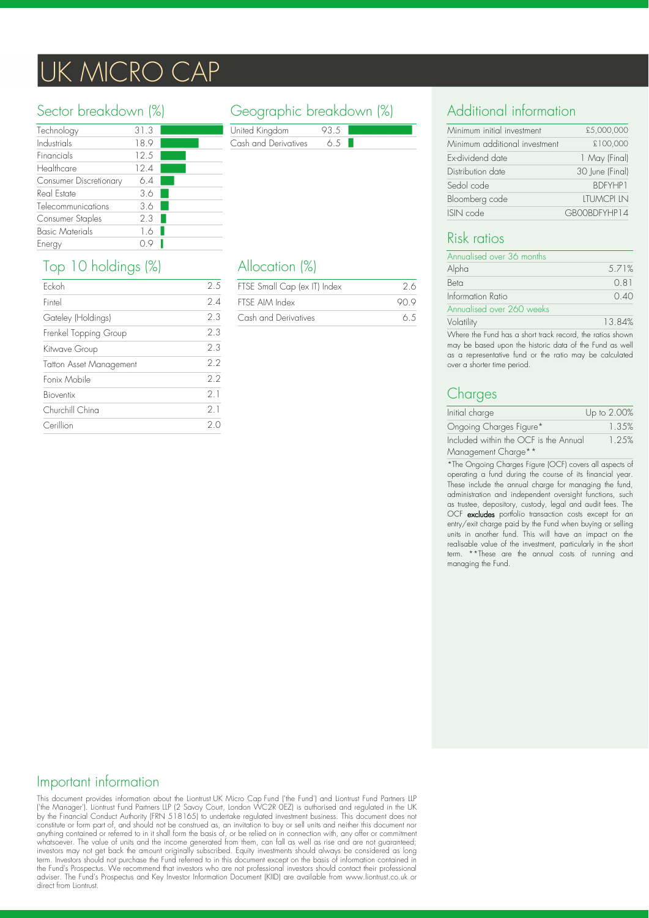# UK MICRO CAP

## Sector breakdown (%)

| | |
|---|---|
| Technology | 31.3 |
| Industrials | 18.9 |
| Financials | 12.5 |
| Healthcare | 12.4 |
| Consumer Discretionary | 6.4 |
| Real Estate | 3.6 |
| Telecommunications | 3.6 |
| Consumer Staples | 2.3 |
| Basic Materials | 1.6 |
| Energy | 0.9 |

## Geographic breakdown (%)

| | |
|---|---|
| United Kingdom | 93.5 |
| Cash and Derivatives | 6.5 |

## Top 10 holdings (%)

| | |
|---|---|
| Eckoh | 2.5 |
| Fintel | 2.4 |
| Gateley (Holdings) | 2.3 |
| Frenkel Topping Group | 2.3 |
| Kitwave Group | 2.3 |
| Tatton Asset Management | 2.2 |
| Fonix Mobile | 2.2 |
| Bioventix | 2.1 |
| Churchill China | 2.1 |
| Cerillion | 2.0 |

## Allocation (%)

| | |
|---|---|
| FTSE Small Cap (ex IT) Index | 2.6 |
| FTSE AIM Index | 90.9 |
| Cash and Derivatives | 6.5 |

## Additional information

| | |
|---|---|
| Minimum initial investment | £5,000,000 |
| Minimum additional investment | £100,000 |
| Ex-dividend date | 1 May (Final) |
| Distribution date | 30 June (Final) |
| Sedol code | BDFYHP1 |
| Bloomberg code | LTUMCPI LN |
| ISIN code | GB00BDFYHP14 |

## Risk ratios

| | |
|---|---|
| Annualised over 36 months | |
| Alpha | 5.71% |
| Beta | 0.81 |
| Information Ratio | 0.40 |
| Annualised over 260 weeks | |
| Volatility | 13.84% |

Where the Fund has a short track record, the ratios shown may be based upon the historic data of the Fund as well as a representative fund or the ratio may be calculated over a shorter time period.

## Charges

| | |
|---|---|
| Initial charge | Up to 2.00% |
| Ongoing Charges Figure* | 1.35% |
| Included within the OCF is the Annual Management Charge** | 1.25% |

*The Ongoing Charges Figure (OCF) covers all aspects of operating a fund during the course of its financial year. These include the annual charge for managing the fund, administration and independent oversight functions, such as trustee, depository, custody, legal and audit fees. The OCF **excludes** portfolio transaction costs except for an entry/exit charge paid by the Fund when buying or selling units in another fund. This will have an impact on the realisable value of the investment, particularly in the short term. **These are the annual costs of running and managing the Fund.

## Important information

This document provides information about the Liontrust UK Micro Cap Fund ('the Fund') and Liontrust Fund Partners LLP ('the Manager'). Liontrust Fund Partners LLP (2 Savoy Court, London WC2R 0EZ) is authorised and regulated in the UK by the Financial Conduct Authority (FRN 518165) to undertake regulated investment business. This document does not constitute or form part of, and should not be construed as, an invitation to buy or sell units and neither this document nor anything contained or referred to in it shall form the basis of, or be relied on in connection with, any offer or commitment whatsoever. The value of units and the income generated from them, can fall as well as rise and are not guaranteed; investors may not get back the amount originally subscribed. Equity investments should always be considered as long term. Investors should not purchase the Fund referred to in this document except on the basis of information contained in the Fund's Prospectus. We recommend that investors who are not professional investors should contact their professional adviser. The Fund's Prospectus and Key Investor Information Document (KIID) are available from www.liontrust.co.uk or direct from Liontrust.